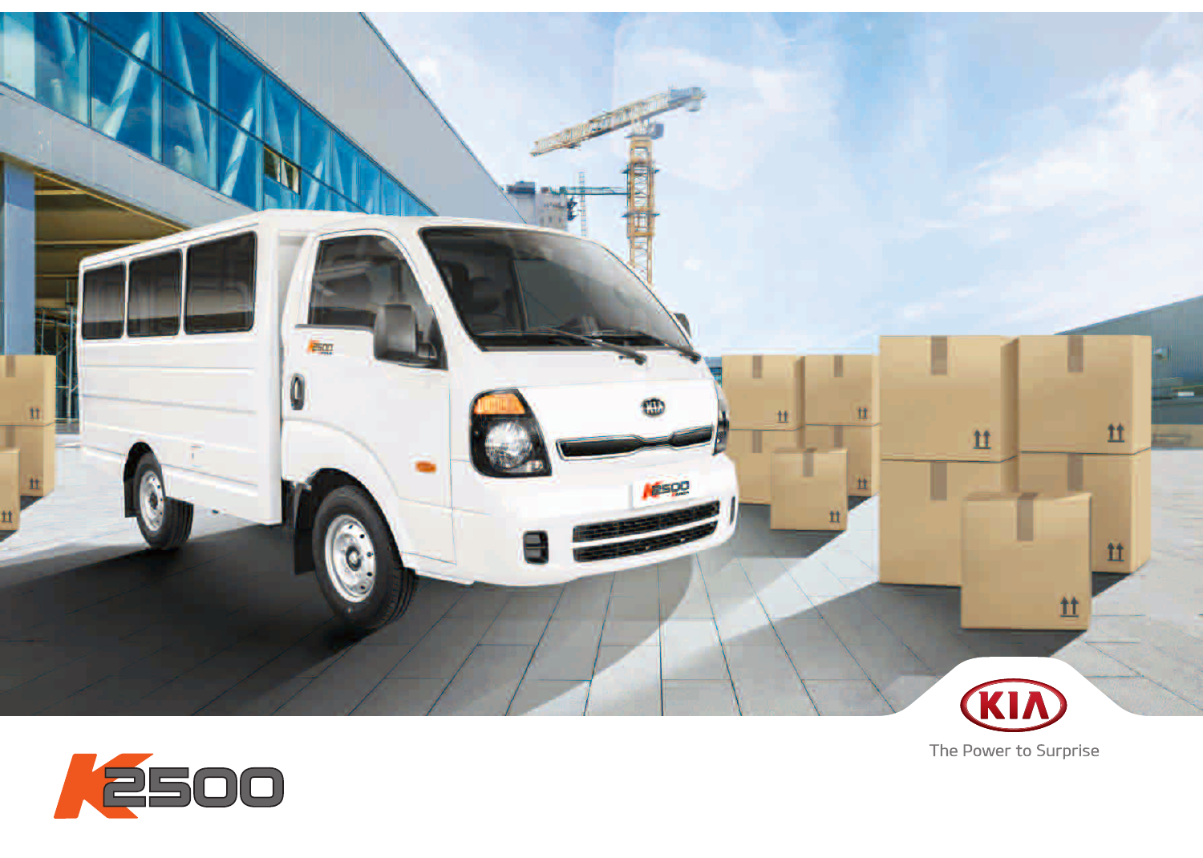# K2500

KIA

The Power to Surprise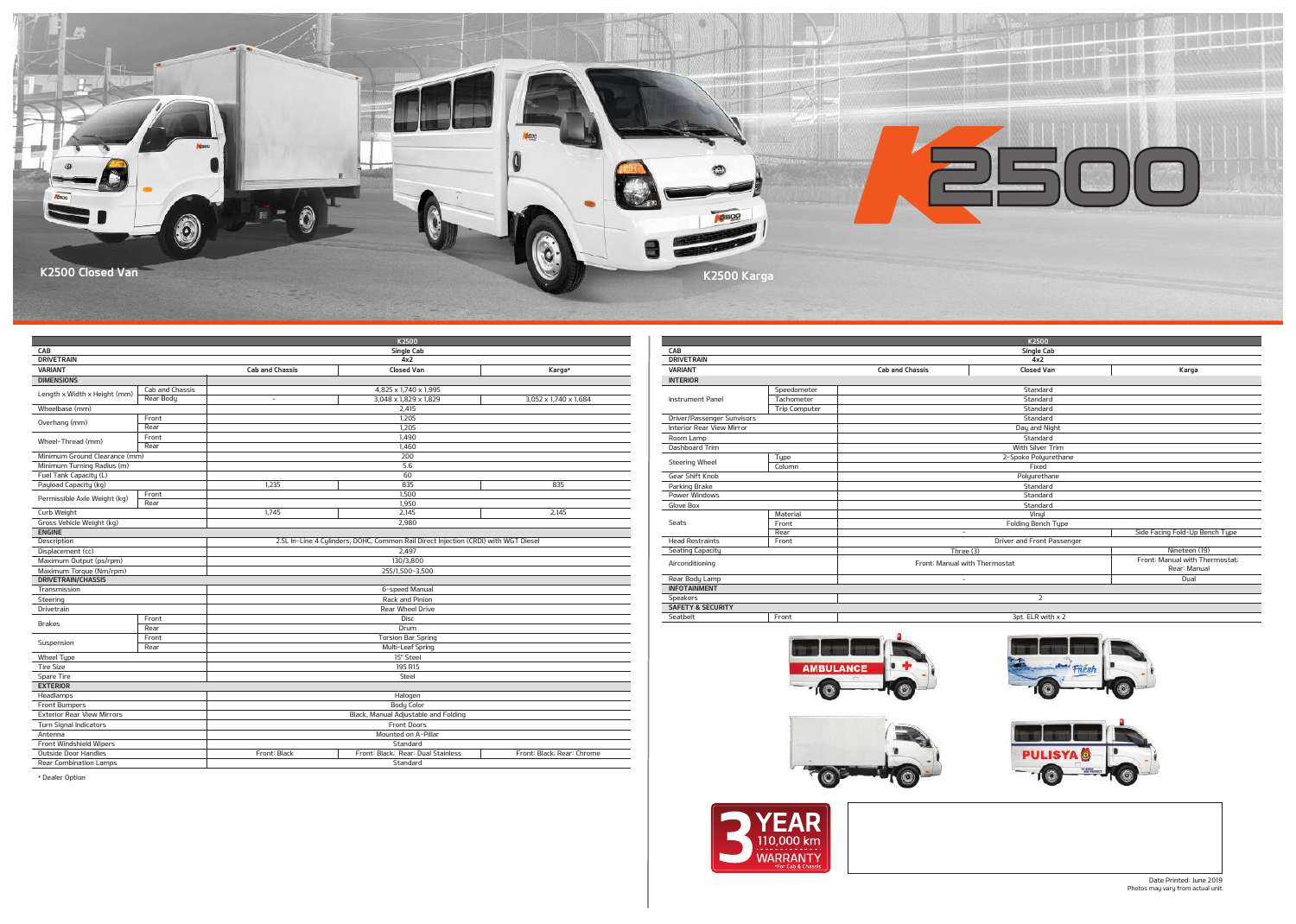K2500 Closed Van

K2500 Karga

K2500

| K2500 | | | | |
|---|---|---|---|---|
| CAB | | Single Cab | | |
| DRIVETRAIN | | 4x2 | | |
| VARIANT | | Cab and Chassis | Closed Van | Karga* |
| **DIMENSIONS** | | | | |
| Length x Width x Height (mm) | Cab and Chassis | 4,825 x 1,740 x 1,995 | | |
| | Rear Body | - | 3,048 x 1,829 x 1,829 | 3,052 x 1,740 x 1,684 |
| Wheelbase (mm) | | 2,415 | | |
| Overhang (mm) | Front | 1,205 | | |
| | Rear | 1,205 | | |
| Wheel-Thread (mm) | Front | 1,490 | | |
| | Rear | 1,460 | | |
| Minimum Ground Clearance (mm) | | 200 | | |
| Minimum Turning Radius (m) | | 5.6 | | |
| Fuel Tank Capacity (L) | | 60 | | |
| Payload Capacity (kg) | | 1,235 | 835 | 835 |
| Permissible Axle Weight (kg) | Front | 1,500 | | |
| | Rear | 1,950 | | |
| Curb Weight | | 1,745 | 2,145 | 2,145 |
| Gross Vehicle Weight (kg) | | 2,980 | | |
| **ENGINE** | | | | |
| Description | | 2.5L In-Line 4 Cylinders, DOHC, Common Rail Direct Injection (CRDI) with WGT Diesel | | |
| Displacement (cc) | | 2,497 | | |
| Maximum Output (ps/rpm) | | 130/3,800 | | |
| Maximum Torque (Nm/rpm) | | 255/1,500-3,500 | | |
| **DRIVETRAIN/CHASSIS** | | | | |
| Transmission | | 6-speed Manual | | |
| Steering | | Rack and Pinion | | |
| Drivetrain | | Rear Wheel Drive | | |
| Brakes | Front | Disc | | |
| | Rear | Drum | | |
| Suspension | Front | Torsion Bar Spring | | |
| | Rear | Multi-Leaf Spring | | |
| Wheel Type | | 15" Steel | | |
| Tire Size | | 195 R15 | | |
| Spare Tire | | Steel | | |
| **EXTERIOR** | | | | |
| Headlamps | | Halogen | | |
| Front Bumpers | | Body Color | | |
| Exterior Rear View Mirrors | | Black, Manual Adjustable and Folding | | |
| Turn Signal Indicators | | Front Doors | | |
| Antenna | | Mounted on A-Pillar | | |
| Front Windshield Wipers | | Standard | | |
| Outside Door Handles | | Front: Black | Front: Black; Rear: Dual Stainless | Front: Black; Rear: Chrome |
| Rear Combination Lamps | | Standard | | |

* Dealer Option

| K2500 | | | | |
|---|---|---|---|---|
| CAB | | Single Cab | | |
| DRIVETRAIN | | 4x2 | | |
| VARIANT | | Cab and Chassis | Closed Van | Karga |
| **INTERIOR** | | | | |
| Instrument Panel | Speedometer | Standard | | |
| | Tachometer | Standard | | |
| | Trip Computer | Standard | | |
| Driver/Passenger Sunvisors | | Standard | | |
| Interior Rear View Mirror | | Day and Night | | |
| Room Lamp | | Standard | | |
| Dashboard Trim | | With Silver Trim | | |
| Steering Wheel | Type | 2-Spoke Polyurethane | | |
| | Column | Fixed | | |
| Gear Shift Knob | | Polyurethane | | |
| Parking Brake | | Standard | | |
| Power Windows | | Standard | | |
| Glove Box | | Standard | | |
| Seats | Material | Vinyl | | |
| | Front | Folding Bench Type | | |
| | Rear | - | | Side Facing Fold-Up Bench Type |
| Head Restraints | Front | Driver and Front Passenger | | |
| Seating Capacity | | Three (3) | | Nineteen (19) |
| Airconditioning | | Front: Manual with Thermostat | | Front: Manual with Thermostat; Rear: Manual |
| Rear Body Lamp | | - | | Dual |
| **INFOTAINMENT** | | | | |
| Speakers | | 2 | | |
| **SAFETY & SECURITY** | | | | |
| Seatbelt | Front | 3pt. ELR with x 2 | | |

3 YEAR 110,000 km WARRANTY *For Cab & Chassis

Date Printed: June 2019
Photos may vary from actual unit.